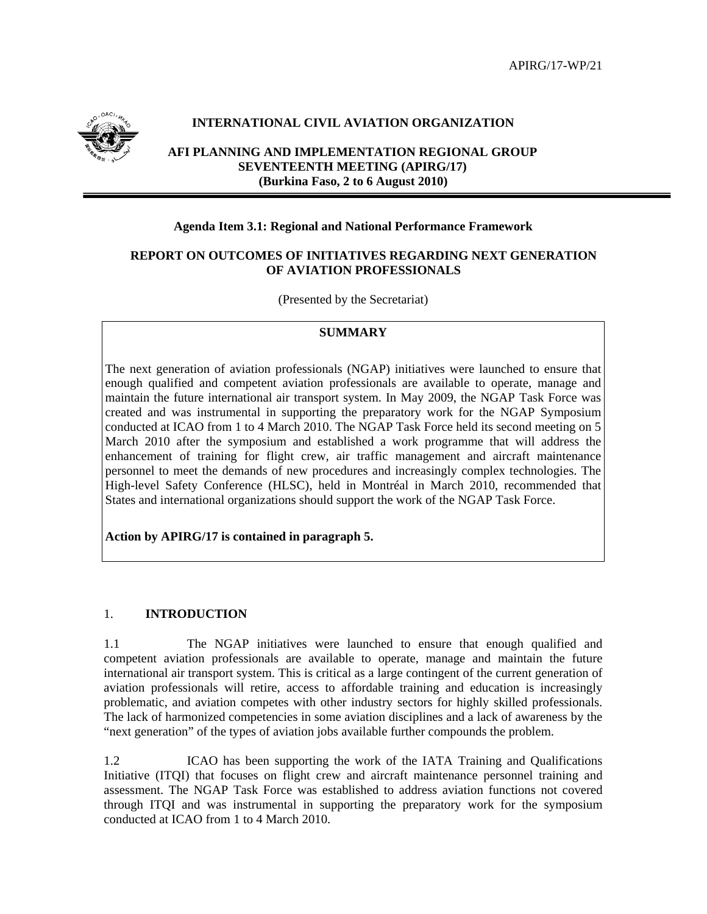APIRG/17-WP/21

**INTERNATIONAL CIVIL AVIATION ORGANIZATION**

**AFI PLANNING AND IMPLEMENTATION REGIONAL GROUP**
**SEVENTEENTH MEETING (APIRG/17)**
**(Burkina Faso, 2 to 6 August 2010)**

**Agenda Item 3.1: Regional and National Performance Framework**

# REPORT ON OUTCOMES OF INITIATIVES REGARDING NEXT GENERATION OF AVIATION PROFESSIONALS

(Presented by the Secretariat)

**SUMMARY**

The next generation of aviation professionals (NGAP) initiatives were launched to ensure that enough qualified and competent aviation professionals are available to operate, manage and maintain the future international air transport system. In May 2009, the NGAP Task Force was created and was instrumental in supporting the preparatory work for the NGAP Symposium conducted at ICAO from 1 to 4 March 2010. The NGAP Task Force held its second meeting on 5 March 2010 after the symposium and established a work programme that will address the enhancement of training for flight crew, air traffic management and aircraft maintenance personnel to meet the demands of new procedures and increasingly complex technologies. The High-level Safety Conference (HLSC), held in Montréal in March 2010, recommended that States and international organizations should support the work of the NGAP Task Force.

**Action by APIRG/17 is contained in paragraph 5.**

## 1. INTRODUCTION

1.1 The NGAP initiatives were launched to ensure that enough qualified and competent aviation professionals are available to operate, manage and maintain the future international air transport system. This is critical as a large contingent of the current generation of aviation professionals will retire, access to affordable training and education is increasingly problematic, and aviation competes with other industry sectors for highly skilled professionals. The lack of harmonized competencies in some aviation disciplines and a lack of awareness by the "next generation" of the types of aviation jobs available further compounds the problem.

1.2 ICAO has been supporting the work of the IATA Training and Qualifications Initiative (ITQI) that focuses on flight crew and aircraft maintenance personnel training and assessment. The NGAP Task Force was established to address aviation functions not covered through ITQI and was instrumental in supporting the preparatory work for the symposium conducted at ICAO from 1 to 4 March 2010.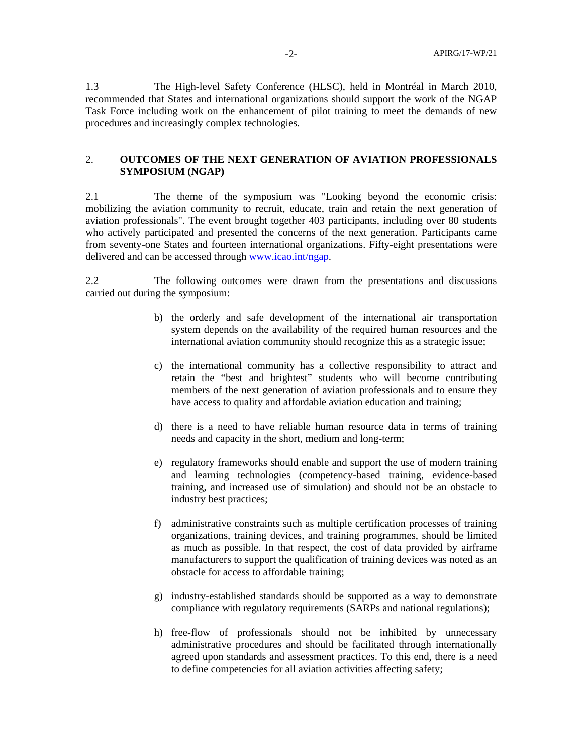1.3 The High-level Safety Conference (HLSC), held in Montréal in March 2010, recommended that States and international organizations should support the work of the NGAP Task Force including work on the enhancement of pilot training to meet the demands of new procedures and increasingly complex technologies.

## 2. OUTCOMES OF THE NEXT GENERATION OF AVIATION PROFESSIONALS SYMPOSIUM (NGAP)

2.1 The theme of the symposium was "Looking beyond the economic crisis: mobilizing the aviation community to recruit, educate, train and retain the next generation of aviation professionals". The event brought together 403 participants, including over 80 students who actively participated and presented the concerns of the next generation. Participants came from seventy-one States and fourteen international organizations. Fifty-eight presentations were delivered and can be accessed through [www.icao.int/ngap](http://www.icao.int/ngap).

2.2 The following outcomes were drawn from the presentations and discussions carried out during the symposium:

b) the orderly and safe development of the international air transportation system depends on the availability of the required human resources and the international aviation community should recognize this as a strategic issue;

c) the international community has a collective responsibility to attract and retain the "best and brightest" students who will become contributing members of the next generation of aviation professionals and to ensure they have access to quality and affordable aviation education and training;

d) there is a need to have reliable human resource data in terms of training needs and capacity in the short, medium and long-term;

e) regulatory frameworks should enable and support the use of modern training and learning technologies (competency-based training, evidence-based training, and increased use of simulation) and should not be an obstacle to industry best practices;

f) administrative constraints such as multiple certification processes of training organizations, training devices, and training programmes, should be limited as much as possible. In that respect, the cost of data provided by airframe manufacturers to support the qualification of training devices was noted as an obstacle for access to affordable training;

g) industry-established standards should be supported as a way to demonstrate compliance with regulatory requirements (SARPs and national regulations);

h) free-flow of professionals should not be inhibited by unnecessary administrative procedures and should be facilitated through internationally agreed upon standards and assessment practices. To this end, there is a need to define competencies for all aviation activities affecting safety;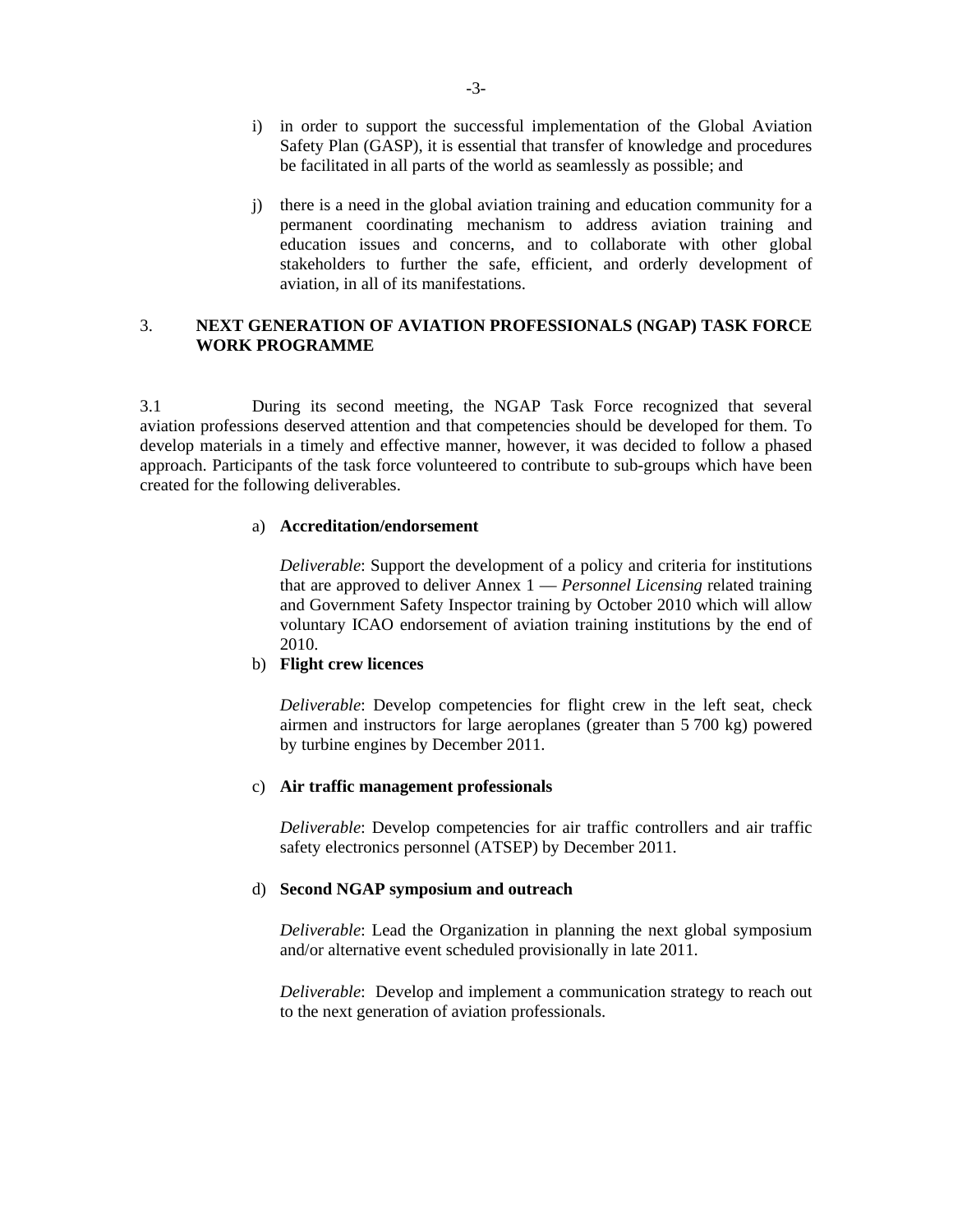i) in order to support the successful implementation of the Global Aviation Safety Plan (GASP), it is essential that transfer of knowledge and procedures be facilitated in all parts of the world as seamlessly as possible; and

j) there is a need in the global aviation training and education community for a permanent coordinating mechanism to address aviation training and education issues and concerns, and to collaborate with other global stakeholders to further the safe, efficient, and orderly development of aviation, in all of its manifestations.

## 3. NEXT GENERATION OF AVIATION PROFESSIONALS (NGAP) TASK FORCE WORK PROGRAMME

3.1 During its second meeting, the NGAP Task Force recognized that several aviation professions deserved attention and that competencies should be developed for them. To develop materials in a timely and effective manner, however, it was decided to follow a phased approach. Participants of the task force volunteered to contribute to sub-groups which have been created for the following deliverables.

a) **Accreditation/endorsement**

*Deliverable*: Support the development of a policy and criteria for institutions that are approved to deliver Annex 1 — *Personnel Licensing* related training and Government Safety Inspector training by October 2010 which will allow voluntary ICAO endorsement of aviation training institutions by the end of 2010.

b) **Flight crew licences**

*Deliverable*: Develop competencies for flight crew in the left seat, check airmen and instructors for large aeroplanes (greater than 5 700 kg) powered by turbine engines by December 2011.

c) **Air traffic management professionals**

*Deliverable*: Develop competencies for air traffic controllers and air traffic safety electronics personnel (ATSEP) by December 2011.

d) **Second NGAP symposium and outreach**

*Deliverable*: Lead the Organization in planning the next global symposium and/or alternative event scheduled provisionally in late 2011.

*Deliverable*: Develop and implement a communication strategy to reach out to the next generation of aviation professionals.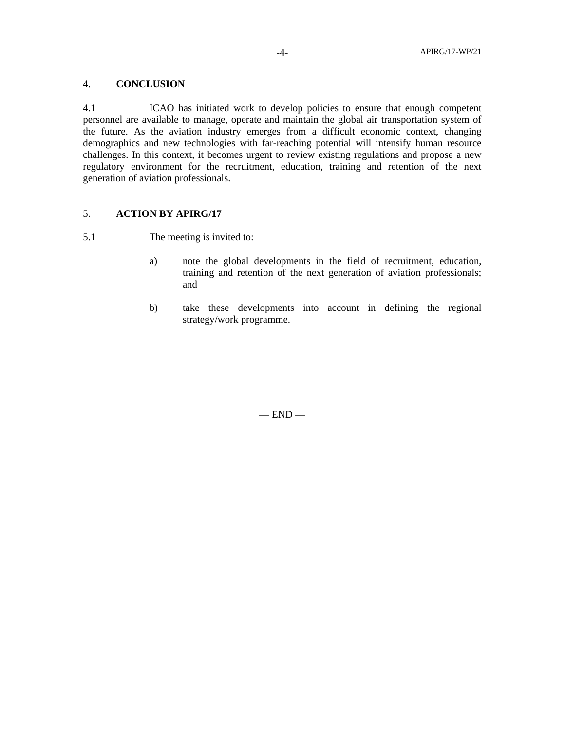## 4. CONCLUSION

4.1 ICAO has initiated work to develop policies to ensure that enough competent personnel are available to manage, operate and maintain the global air transportation system of the future. As the aviation industry emerges from a difficult economic context, changing demographics and new technologies with far-reaching potential will intensify human resource challenges. In this context, it becomes urgent to review existing regulations and propose a new regulatory environment for the recruitment, education, training and retention of the next generation of aviation professionals.

## 5. ACTION BY APIRG/17

5.1 The meeting is invited to:

a) note the global developments in the field of recruitment, education, training and retention of the next generation of aviation professionals; and

b) take these developments into account in defining the regional strategy/work programme.

— END —